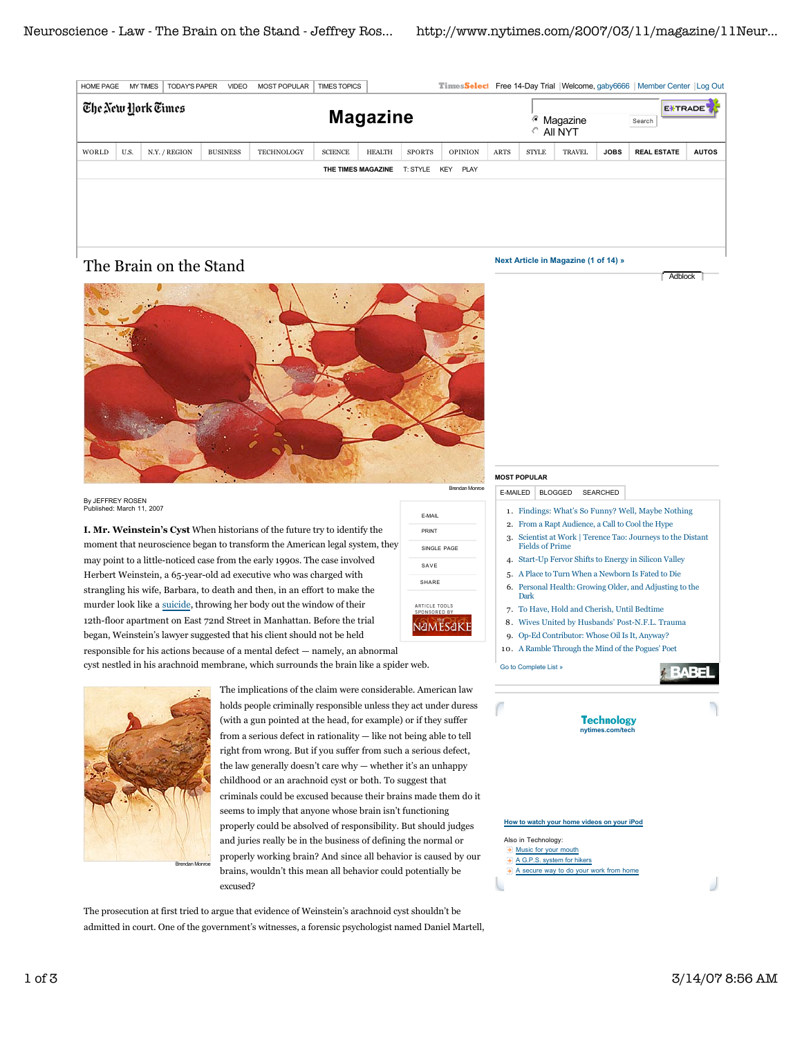# The Brain on the Stand

Brendan Monroe

By JEFFREY ROSEN
Published: March 11, 2007

**I. Mr. Weinstein's Cyst** When historians of the future try to identify the moment that neuroscience began to transform the American legal system, they may point to a little-noticed case from the early 1990s. The case involved Herbert Weinstein, a 65-year-old ad executive who was charged with strangling his wife, Barbara, to death and then, in an effort to make the murder look like a suicide, throwing her body out the window of their 12th-floor apartment on East 72nd Street in Manhattan. Before the trial began, Weinstein's lawyer suggested that his client should not be held responsible for his actions because of a mental defect — namely, an abnormal cyst nestled in his arachnoid membrane, which surrounds the brain like a spider web.

Brendan Monroe

The implications of the claim were considerable. American law holds people criminally responsible unless they act under duress (with a gun pointed at the head, for example) or if they suffer from a serious defect in rationality — like not being able to tell right from wrong. But if you suffer from such a serious defect, the law generally doesn't care why — whether it's an unhappy childhood or an arachnoid cyst or both. To suggest that criminals could be excused because their brains made them do it seems to imply that anyone whose brain isn't functioning properly could be absolved of responsibility. But should judges and juries really be in the business of defining the normal or properly working brain? And since all behavior is caused by our brains, wouldn't this mean all behavior could potentially be excused?

The prosecution at first tried to argue that evidence of Weinstein's arachnoid cyst shouldn't be admitted in court. One of the government's witnesses, a forensic psychologist named Daniel Martell,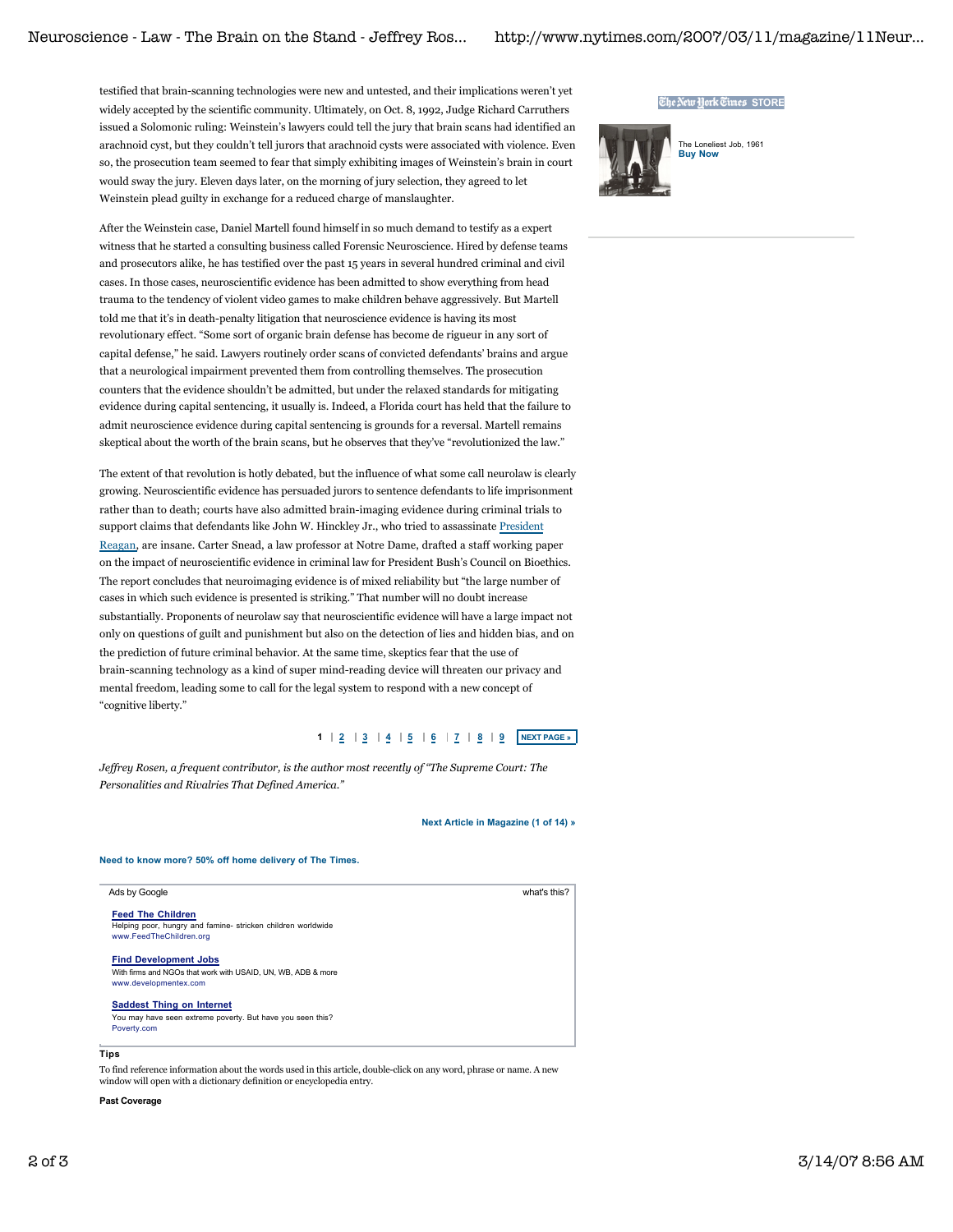testified that brain-scanning technologies were new and untested, and their implications weren't yet widely accepted by the scientific community. Ultimately, on Oct. 8, 1992, Judge Richard Carruthers issued a Solomonic ruling: Weinstein's lawyers could tell the jury that brain scans had identified an arachnoid cyst, but they couldn't tell jurors that arachnoid cysts were associated with violence. Even so, the prosecution team seemed to fear that simply exhibiting images of Weinstein's brain in court would sway the jury. Eleven days later, on the morning of jury selection, they agreed to let Weinstein plead guilty in exchange for a reduced charge of manslaughter.

After the Weinstein case, Daniel Martell found himself in so much demand to testify as a expert witness that he started a consulting business called Forensic Neuroscience. Hired by defense teams and prosecutors alike, he has testified over the past 15 years in several hundred criminal and civil cases. In those cases, neuroscientific evidence has been admitted to show everything from head trauma to the tendency of violent video games to make children behave aggressively. But Martell told me that it's in death-penalty litigation that neuroscience evidence is having its most revolutionary effect. "Some sort of organic brain defense has become de rigueur in any sort of capital defense," he said. Lawyers routinely order scans of convicted defendants' brains and argue that a neurological impairment prevented them from controlling themselves. The prosecution counters that the evidence shouldn't be admitted, but under the relaxed standards for mitigating evidence during capital sentencing, it usually is. Indeed, a Florida court has held that the failure to admit neuroscience evidence during capital sentencing is grounds for a reversal. Martell remains skeptical about the worth of the brain scans, but he observes that they've "revolutionized the law."

The extent of that revolution is hotly debated, but the influence of what some call neurolaw is clearly growing. Neuroscientific evidence has persuaded jurors to sentence defendants to life imprisonment rather than to death; courts have also admitted brain-imaging evidence during criminal trials to support claims that defendants like John W. Hinckley Jr., who tried to assassinate President Reagan, are insane. Carter Snead, a law professor at Notre Dame, drafted a staff working paper on the impact of neuroscientific evidence in criminal law for President Bush's Council on Bioethics. The report concludes that neuroimaging evidence is of mixed reliability but "the large number of cases in which such evidence is presented is striking." That number will no doubt increase substantially. Proponents of neurolaw say that neuroscientific evidence will have a large impact not only on questions of guilt and punishment but also on the detection of lies and hidden bias, and on the prediction of future criminal behavior. At the same time, skeptics fear that the use of brain-scanning technology as a kind of super mind-reading device will threaten our privacy and mental freedom, leading some to call for the legal system to respond with a new concept of "cognitive liberty."

*Jeffrey Rosen, a frequent contributor, is the author most recently of "The Supreme Court: The Personalities and Rivalries That Defined America."*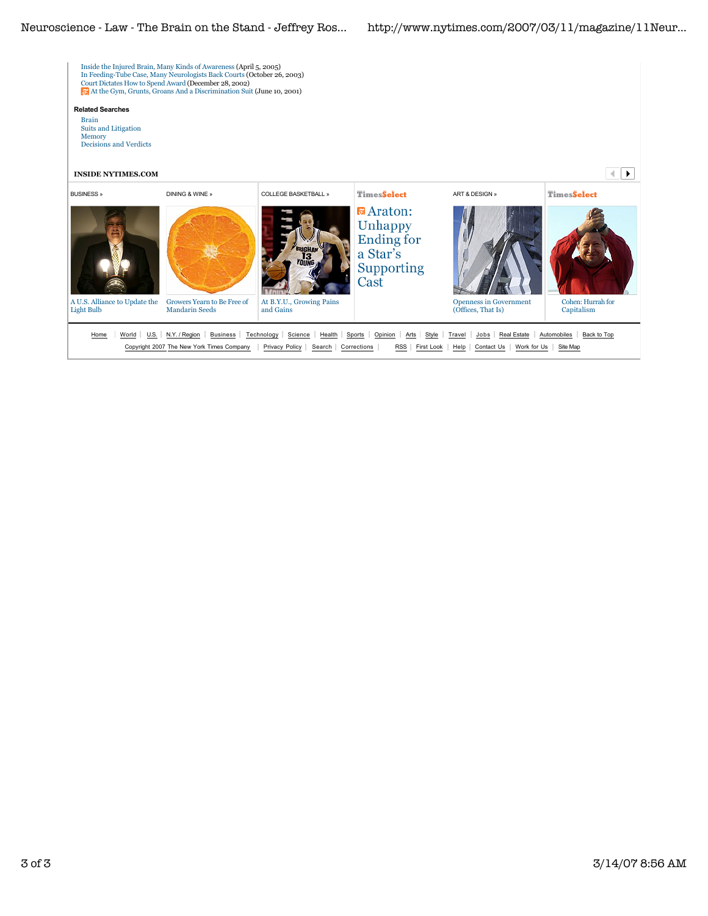Inside the Injured Brain, Many Kinds of Awareness (April 5, 2005)
In Feeding-Tube Case, Many Neurologists Back Courts (October 26, 2003)
Court Dictates How to Spend Award (December 28, 2002)
At the Gym, Grunts, Groans And a Discrimination Suit (June 10, 2001)

**Related Searches**

- Brain
- Suits and Litigation
- Memory
- Decisions and Verdicts

**INSIDE NYTIMES.COM**

BUSINESS »
A U.S. Alliance to Update the Light Bulb

DINING & WINE »
Growers Yearn to Be Free of Mandarin Seeds

COLLEGE BASKETBALL »
At B.Y.U., Growing Pains and Gains

TimesSelect
Araton: Unhappy Ending for a Star's Supporting Cast

ART & DESIGN »
Openness in Government (Offices, That Is)

TimesSelect
Cohen: Hurrah for Capitalism

Home | World | U.S. | N.Y. / Region | Business | Technology | Science | Health | Sports | Opinion | Arts | Style | Travel | Jobs | Real Estate | Automobiles | Back to Top

Copyright 2007 The New York Times Company | Privacy Policy | Search | Corrections | RSS | First Look | Help | Contact Us | Work for Us | Site Map